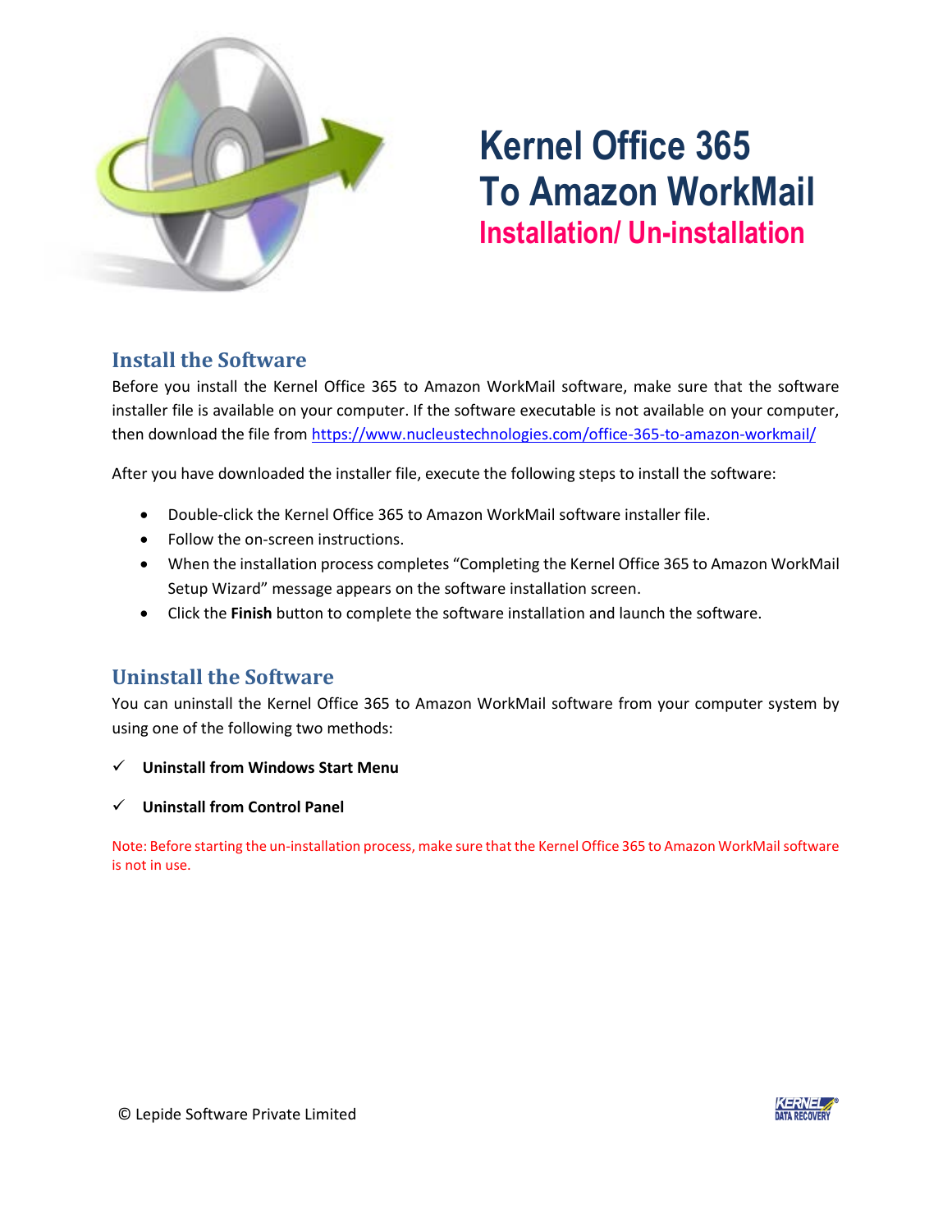# Kernel Office 365 To Amazon WorkMail

## Installation/ Un-installation

## Install the Software

Before you install the Kernel Office 365 to Amazon WorkMail software, make sure that the software installer file is available on your computer. If the software executable is not available on your computer, then download the file from https://www.nucleustechnologies.com/office-365-to-amazon-workmail/

After you have downloaded the installer file, execute the following steps to install the software:

- Double-click the Kernel Office 365 to Amazon WorkMail software installer file.
- Follow the on-screen instructions.
- When the installation process completes "Completing the Kernel Office 365 to Amazon WorkMail Setup Wizard" message appears on the software installation screen.
- Click the **Finish** button to complete the software installation and launch the software.

## Uninstall the Software

You can uninstall the Kernel Office 365 to Amazon WorkMail software from your computer system by using one of the following two methods:

- ✓ **Uninstall from Windows Start Menu**
- ✓ **Uninstall from Control Panel**

Note: Before starting the un-installation process, make sure that the Kernel Office 365 to Amazon WorkMail software is not in use.

© Lepide Software Private Limited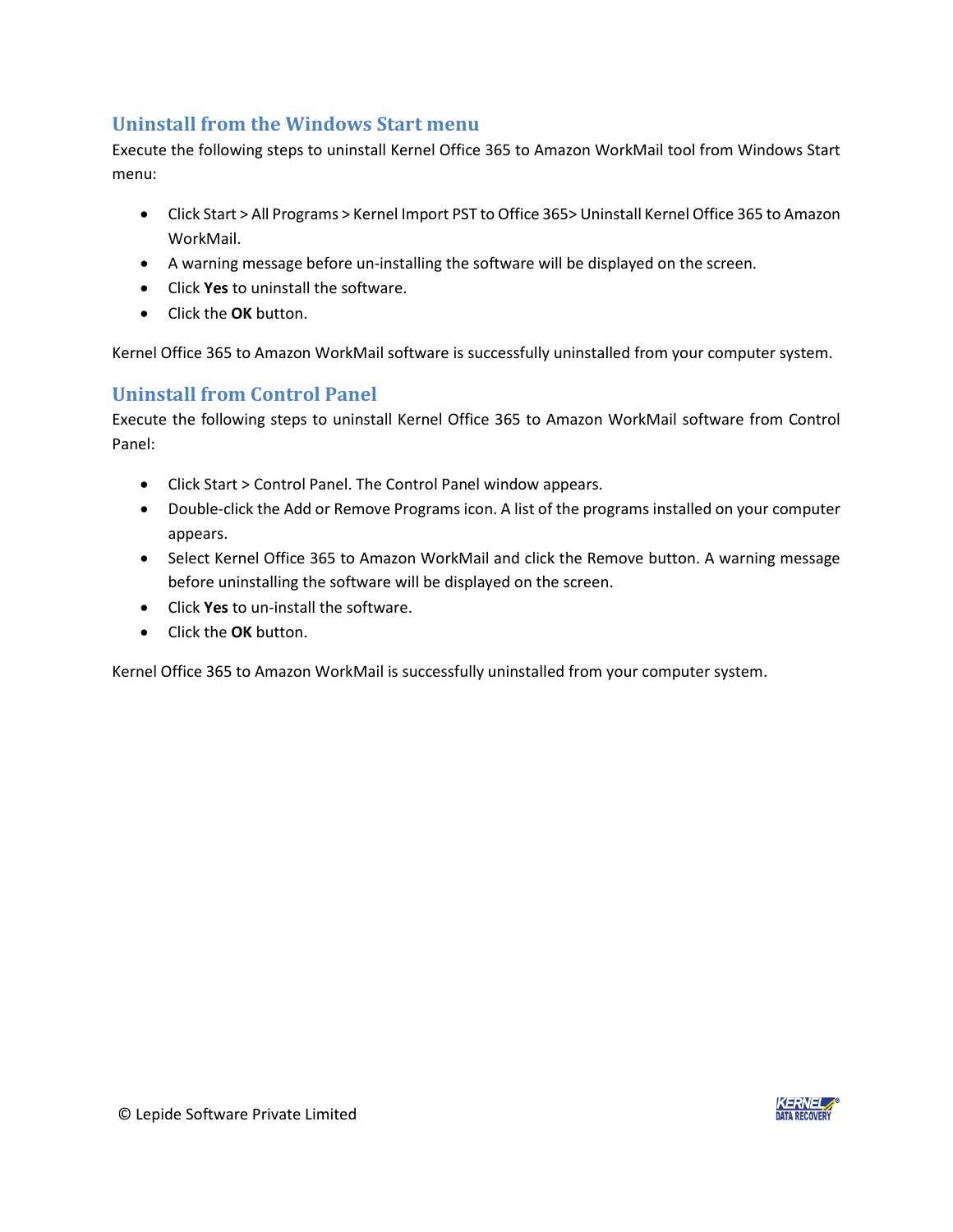## Uninstall from the Windows Start menu

Execute the following steps to uninstall Kernel Office 365 to Amazon WorkMail tool from Windows Start menu:

- Click Start > All Programs > Kernel Import PST to Office 365> Uninstall Kernel Office 365 to Amazon WorkMail.
- A warning message before un-installing the software will be displayed on the screen.
- Click **Yes** to uninstall the software.
- Click the **OK** button.

Kernel Office 365 to Amazon WorkMail software is successfully uninstalled from your computer system.

## Uninstall from Control Panel

Execute the following steps to uninstall Kernel Office 365 to Amazon WorkMail software from Control Panel:

- Click Start > Control Panel. The Control Panel window appears.
- Double-click the Add or Remove Programs icon. A list of the programs installed on your computer appears.
- Select Kernel Office 365 to Amazon WorkMail and click the Remove button. A warning message before uninstalling the software will be displayed on the screen.
- Click **Yes** to un-install the software.
- Click the **OK** button.

Kernel Office 365 to Amazon WorkMail is successfully uninstalled from your computer system.